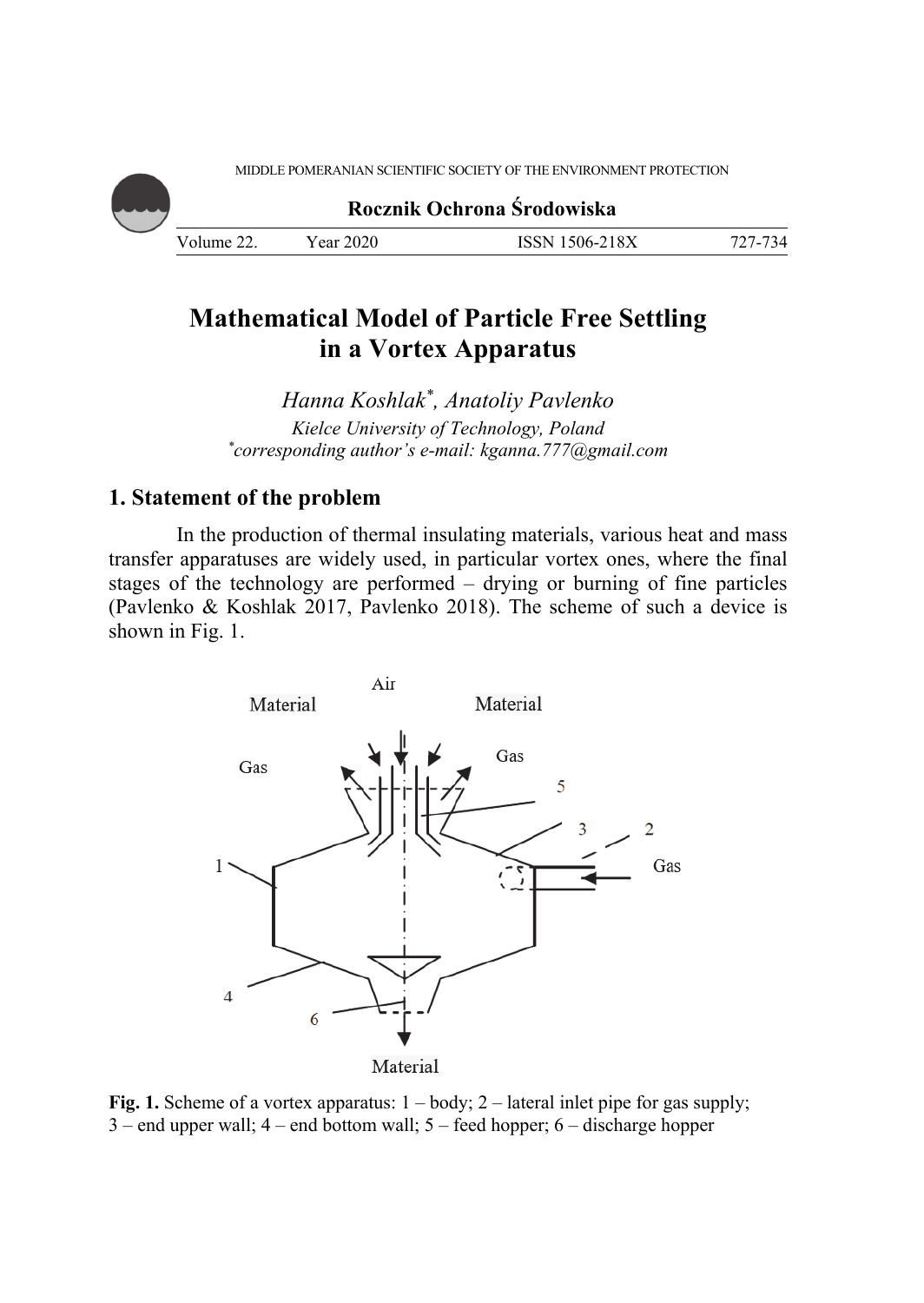MIDDLE POMERANIAN SCIENTIFIC SOCIETY OF THE ENVIRONMENT PROTECTION

**Rocznik Ochrona Środowiska**

| Volume 22. | Year 2020 | ISSN 1506-218X | 727-734 |
|---|---|---|---|

# Mathematical Model of Particle Free Settling in a Vortex Apparatus

*Hanna Koshlak*\*, *Anatoliy Pavlenko*

*Kielce University of Technology, Poland*

\**corresponding author's e-mail: kganna.777@gmail.com*

## 1. Statement of the problem

In the production of thermal insulating materials, various heat and mass transfer apparatuses are widely used, in particular vortex ones, where the final stages of the technology are performed – drying or burning of fine particles (Pavlenko & Koshlak 2017, Pavlenko 2018). The scheme of such a device is shown in Fig. 1.

**Fig. 1.** Scheme of a vortex apparatus: 1 – body; 2 – lateral inlet pipe for gas supply; 3 – end upper wall; 4 – end bottom wall; 5 – feed hopper; 6 – discharge hopper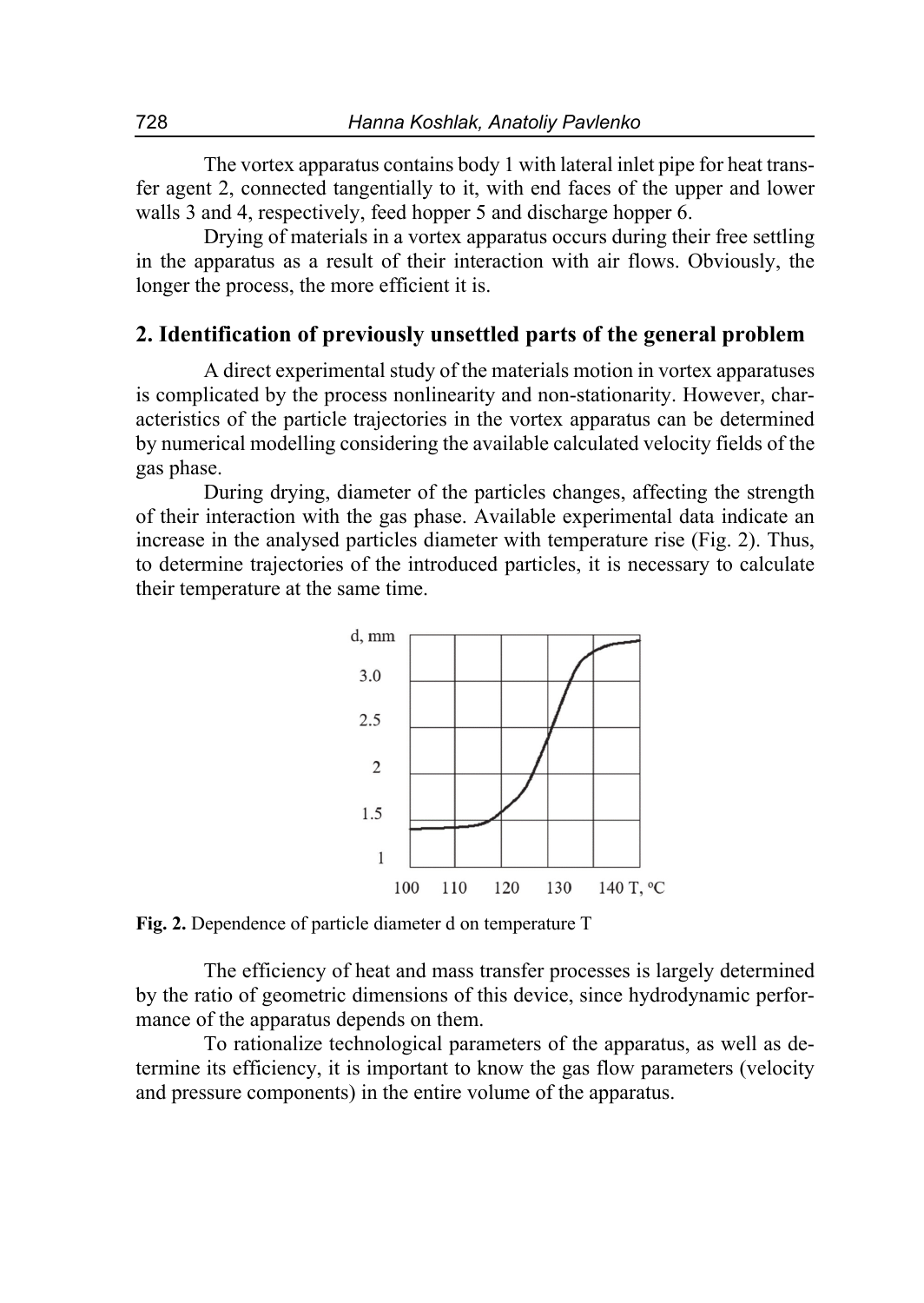The vortex apparatus contains body 1 with lateral inlet pipe for heat transfer agent 2, connected tangentially to it, with end faces of the upper and lower walls 3 and 4, respectively, feed hopper 5 and discharge hopper 6.

Drying of materials in a vortex apparatus occurs during their free settling in the apparatus as a result of their interaction with air flows. Obviously, the longer the process, the more efficient it is.

## 2. Identification of previously unsettled parts of the general problem

A direct experimental study of the materials motion in vortex apparatuses is complicated by the process nonlinearity and non-stationarity. However, characteristics of the particle trajectories in the vortex apparatus can be determined by numerical modelling considering the available calculated velocity fields of the gas phase.

During drying, diameter of the particles changes, affecting the strength of their interaction with the gas phase. Available experimental data indicate an increase in the analysed particles diameter with temperature rise (Fig. 2). Thus, to determine trajectories of the introduced particles, it is necessary to calculate their temperature at the same time.

**Fig. 2.** Dependence of particle diameter d on temperature T

The efficiency of heat and mass transfer processes is largely determined by the ratio of geometric dimensions of this device, since hydrodynamic performance of the apparatus depends on them.

To rationalize technological parameters of the apparatus, as well as determine its efficiency, it is important to know the gas flow parameters (velocity and pressure components) in the entire volume of the apparatus.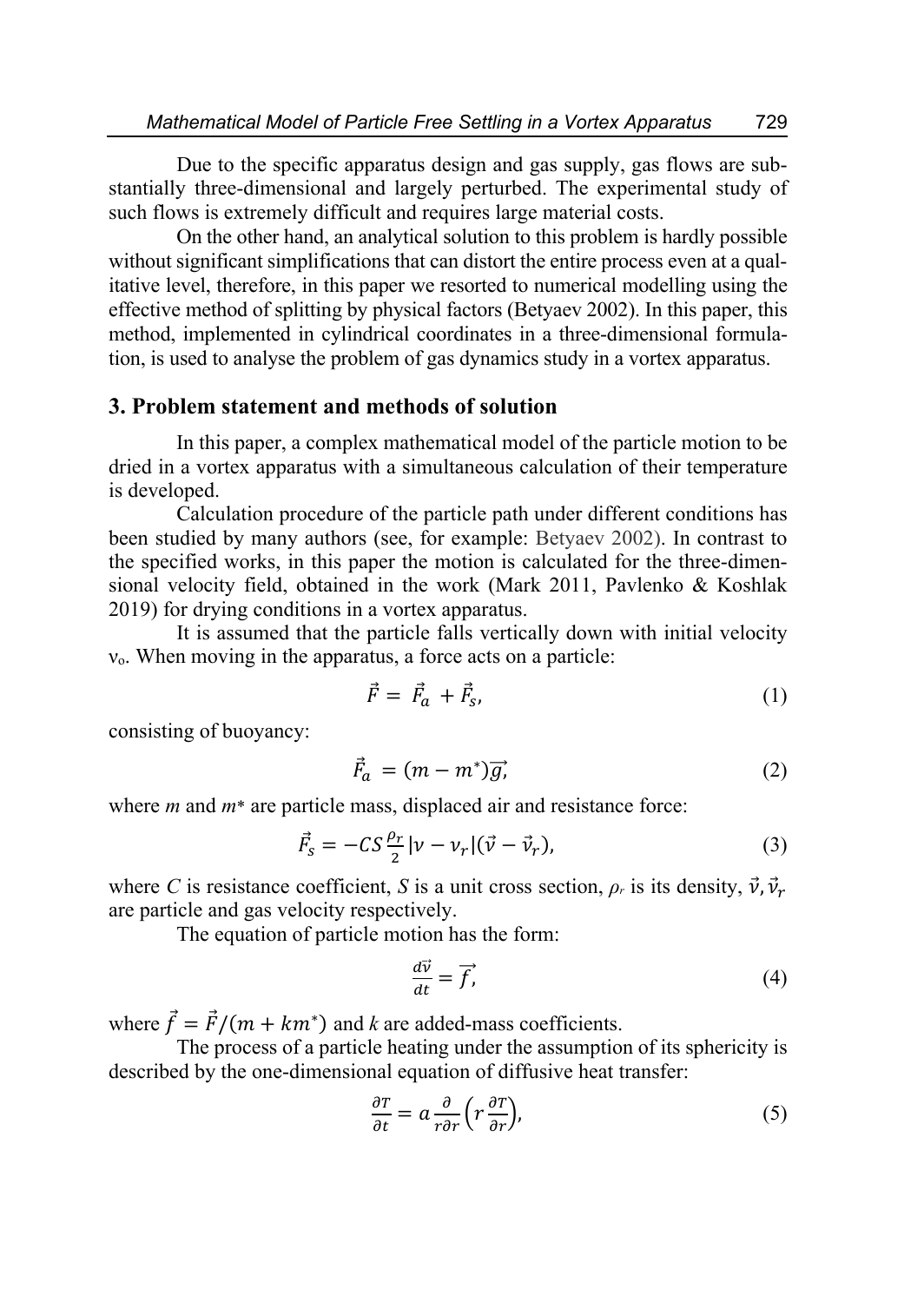Due to the specific apparatus design and gas supply, gas flows are substantially three-dimensional and largely perturbed. The experimental study of such flows is extremely difficult and requires large material costs.

On the other hand, an analytical solution to this problem is hardly possible without significant simplifications that can distort the entire process even at a qualitative level, therefore, in this paper we resorted to numerical modelling using the effective method of splitting by physical factors (Betyaev 2002). In this paper, this method, implemented in cylindrical coordinates in a three-dimensional formulation, is used to analyse the problem of gas dynamics study in a vortex apparatus.

## 3. Problem statement and methods of solution

In this paper, a complex mathematical model of the particle motion to be dried in a vortex apparatus with a simultaneous calculation of their temperature is developed.

Calculation procedure of the particle path under different conditions has been studied by many authors (see, for example: Betyaev 2002). In contrast to the specified works, in this paper the motion is calculated for the three-dimensional velocity field, obtained in the work (Mark 2011, Pavlenko & Koshlak 2019) for drying conditions in a vortex apparatus.

It is assumed that the particle falls vertically down with initial velocity $v_o$. When moving in the apparatus, a force acts on a particle:

$$\vec{F} = \vec{F_a} + \vec{F_s}, \tag{1}$$

consisting of buoyancy:

$$\vec{F_a} = (m - m^*)\vec{g}, \tag{2}$$

where *m* and *m\** are particle mass, displaced air and resistance force:

$$\vec{F_s} = -CS\frac{\rho_r}{2}|v - v_r|(\vec{v} - \vec{v}_r), \tag{3}$$

where *C* is resistance coefficient, *S* is a unit cross section, $\rho_r$ is its density, $\vec{v}, \vec{v}_r$ are particle and gas velocity respectively.

The equation of particle motion has the form:

$$\frac{d\vec{v}}{dt} = \vec{f}, \tag{4}$$

where $\vec{f} = \vec{F}/(m + km^*)$ and *k* are added-mass coefficients.

The process of a particle heating under the assumption of its sphericity is described by the one-dimensional equation of diffusive heat transfer:

$$\frac{\partial T}{\partial t} = a\frac{\partial}{r\partial r}\left(r\frac{\partial T}{\partial r}\right), \tag{5}$$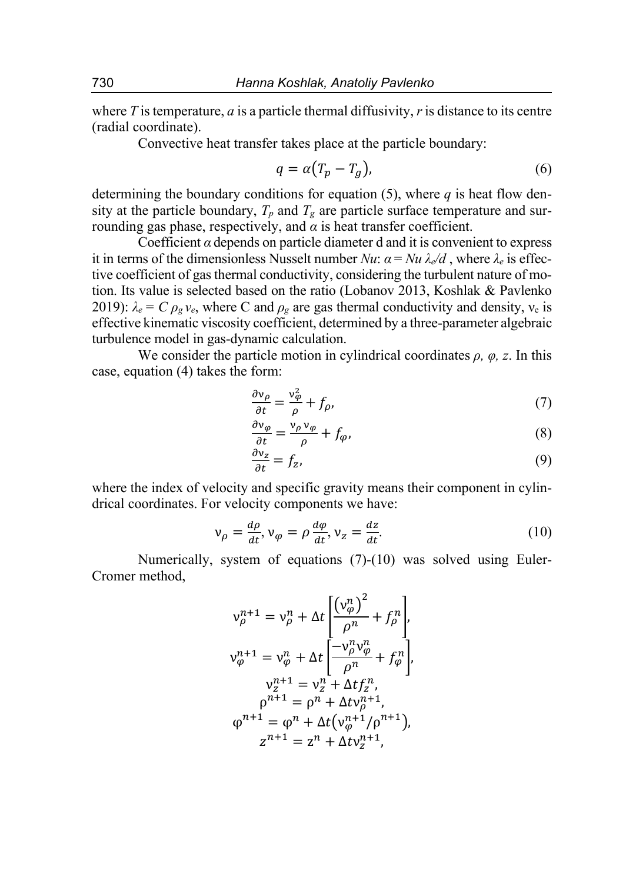where $T$ is temperature, $a$ is a particle thermal diffusivity, $r$ is distance to its centre (radial coordinate).

Convective heat transfer takes place at the particle boundary:

$$q = \alpha(T_p - T_g), \tag{6}$$

determining the boundary conditions for equation (5), where $q$ is heat flow density at the particle boundary, $T_p$ and $T_g$ are particle surface temperature and surrounding gas phase, respectively, and $\alpha$ is heat transfer coefficient.

Coefficient $\alpha$ depends on particle diameter d and it is convenient to express it in terms of the dimensionless Nusselt number $Nu$: $\alpha = Nu\, \lambda_e / d$ , where $\lambda_e$ is effective coefficient of gas thermal conductivity, considering the turbulent nature of motion. Its value is selected based on the ratio (Lobanov 2013, Koshlak & Pavlenko 2019): $\lambda_e = C\, \rho_g\, v_e$, where C and $\rho_g$ are gas thermal conductivity and density, $\nu_e$ is effective kinematic viscosity coefficient, determined by a three-parameter algebraic turbulence model in gas-dynamic calculation.

We consider the particle motion in cylindrical coordinates $\rho$, $\varphi$, $z$. In this case, equation (4) takes the form:

$$\frac{\partial \nu_\rho}{\partial t} = \frac{\nu_\varphi^2}{\rho} + f_\rho, \tag{7}$$

$$\frac{\partial \nu_\varphi}{\partial t} = \frac{\nu_\rho\, \nu_\varphi}{\rho} + f_\varphi, \tag{8}$$

$$\frac{\partial \nu_z}{\partial t} = f_z, \tag{9}$$

where the index of velocity and specific gravity means their component in cylindrical coordinates. For velocity components we have:

$$\nu_\rho = \frac{d\rho}{dt}, \nu_\varphi = \rho \frac{d\varphi}{dt}, \nu_z = \frac{dz}{dt}. \tag{10}$$

Numerically, system of equations (7)-(10) was solved using Euler-Cromer method,

$$\nu_\rho^{n+1} = \nu_\rho^n + \Delta t \left[ \frac{\left(\nu_\varphi^n\right)^2}{\rho^n} + f_\rho^n \right],$$

$$\nu_\varphi^{n+1} = \nu_\varphi^n + \Delta t \left[ \frac{-\nu_\rho^n \nu_\varphi^n}{\rho^n} + f_\varphi^n \right],$$

$$\nu_z^{n+1} = \nu_z^n + \Delta t f_z^n,$$

$$\rho^{n+1} = \rho^n + \Delta t \nu_\rho^{n+1},$$

$$\varphi^{n+1} = \varphi^n + \Delta t \left(\nu_\varphi^{n+1} / \rho^{n+1}\right),$$

$$z^{n+1} = z^n + \Delta t \nu_z^{n+1},$$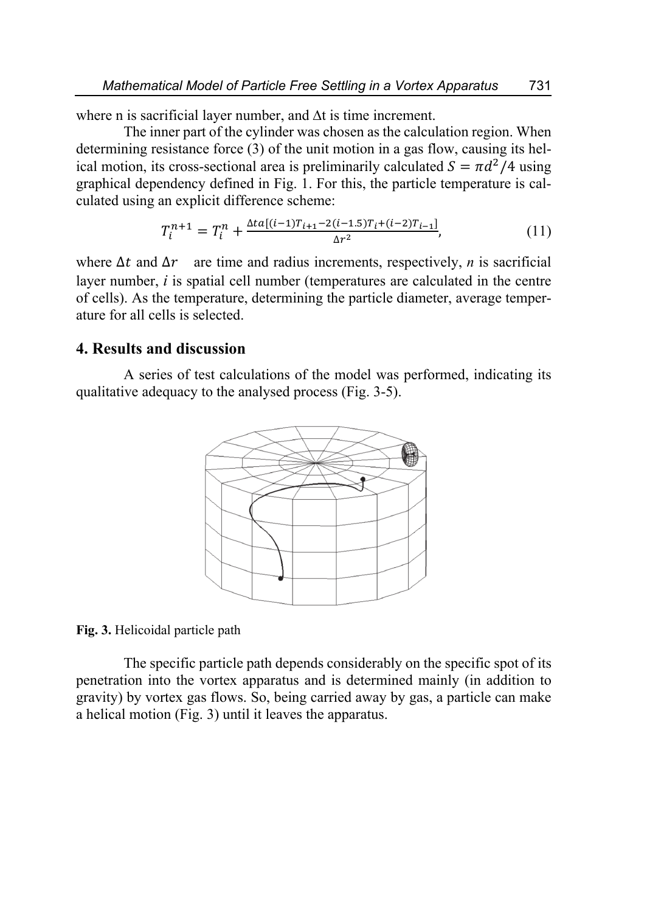where n is sacrificial layer number, and $\Delta t$ is time increment.

The inner part of the cylinder was chosen as the calculation region. When determining resistance force (3) of the unit motion in a gas flow, causing its helical motion, its cross-sectional area is preliminarily calculated $S = \pi d^2/4$ using graphical dependency defined in Fig. 1. For this, the particle temperature is calculated using an explicit difference scheme:

$$T_i^{n+1} = T_i^n + \frac{\Delta t a[(i-1)T_{i+1} - 2(i-1.5)T_i + (i-2)T_{i-1}]}{\Delta r^2}, \tag{11}$$

where $\Delta t$ and $\Delta r$ are time and radius increments, respectively, *n* is sacrificial layer number, $i$ is spatial cell number (temperatures are calculated in the centre of cells). As the temperature, determining the particle diameter, average temperature for all cells is selected.

## 4. Results and discussion

A series of test calculations of the model was performed, indicating its qualitative adequacy to the analysed process (Fig. 3-5).

**Fig. 3.** Helicoidal particle path

The specific particle path depends considerably on the specific spot of its penetration into the vortex apparatus and is determined mainly (in addition to gravity) by vortex gas flows. So, being carried away by gas, a particle can make a helical motion (Fig. 3) until it leaves the apparatus.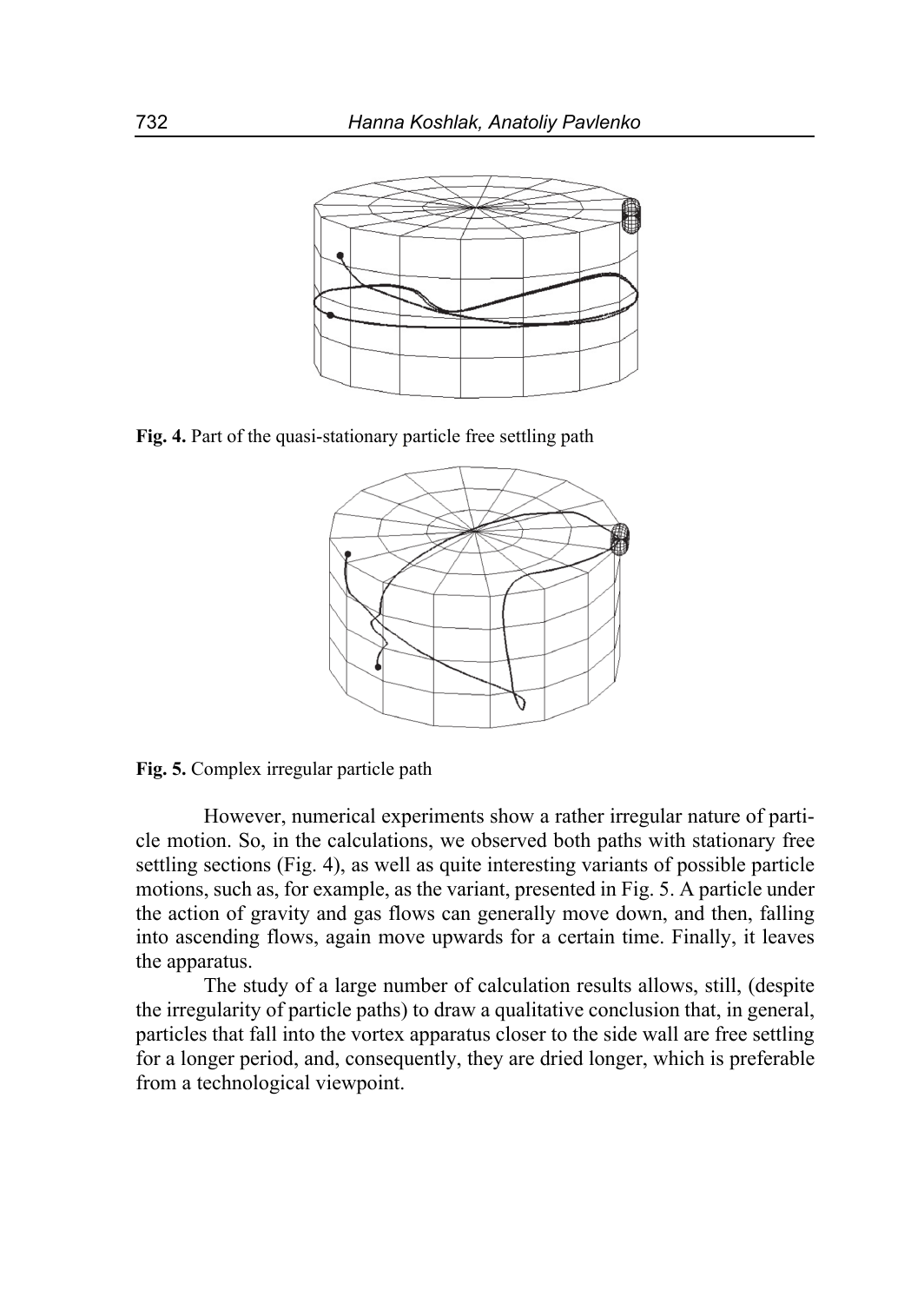**Fig. 4.** Part of the quasi-stationary particle free settling path

**Fig. 5.** Complex irregular particle path

However, numerical experiments show a rather irregular nature of particle motion. So, in the calculations, we observed both paths with stationary free settling sections (Fig. 4), as well as quite interesting variants of possible particle motions, such as, for example, as the variant, presented in Fig. 5. A particle under the action of gravity and gas flows can generally move down, and then, falling into ascending flows, again move upwards for a certain time. Finally, it leaves the apparatus.

The study of a large number of calculation results allows, still, (despite the irregularity of particle paths) to draw a qualitative conclusion that, in general, particles that fall into the vortex apparatus closer to the side wall are free settling for a longer period, and, consequently, they are dried longer, which is preferable from a technological viewpoint.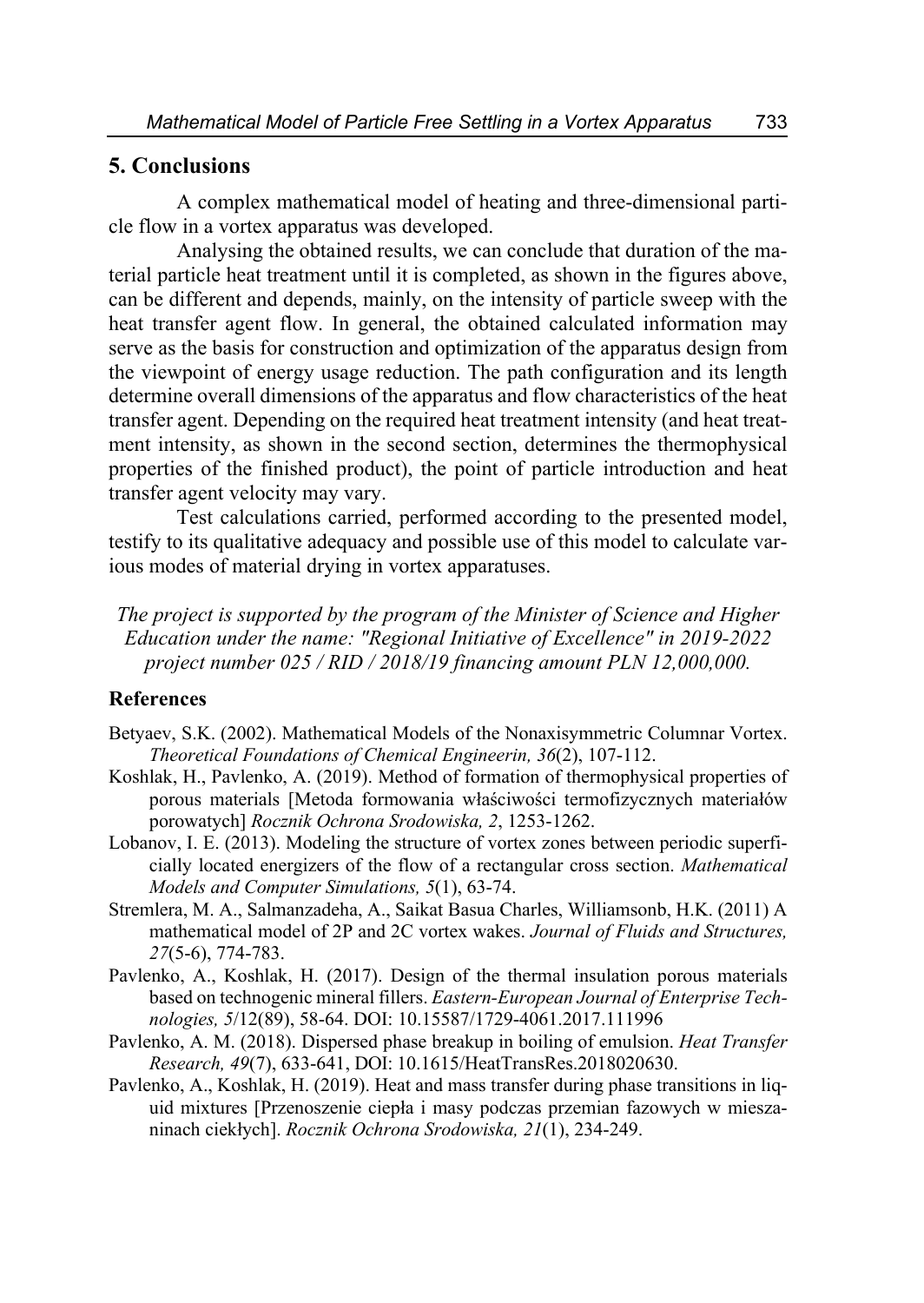## 5. Conclusions

A complex mathematical model of heating and three-dimensional particle flow in a vortex apparatus was developed.

Analysing the obtained results, we can conclude that duration of the material particle heat treatment until it is completed, as shown in the figures above, can be different and depends, mainly, on the intensity of particle sweep with the heat transfer agent flow. In general, the obtained calculated information may serve as the basis for construction and optimization of the apparatus design from the viewpoint of energy usage reduction. The path configuration and its length determine overall dimensions of the apparatus and flow characteristics of the heat transfer agent. Depending on the required heat treatment intensity (and heat treatment intensity, as shown in the second section, determines the thermophysical properties of the finished product), the point of particle introduction and heat transfer agent velocity may vary.

Test calculations carried, performed according to the presented model, testify to its qualitative adequacy and possible use of this model to calculate various modes of material drying in vortex apparatuses.

*The project is supported by the program of the Minister of Science and Higher Education under the name: "Regional Initiative of Excellence" in 2019-2022 project number 025 / RID / 2018/19 financing amount PLN 12,000,000.*

### References

Betyaev, S.K. (2002). Mathematical Models of the Nonaxisymmetric Columnar Vortex. *Theoretical Foundations of Chemical Engineerin, 36*(2), 107-112.

Koshlak, H., Pavlenko, A. (2019). Method of formation of thermophysical properties of porous materials [Metoda formowania właściwości termofizycznych materiałów porowatych] *Rocznik Ochrona Srodowiska, 2*, 1253-1262.

Lobanov, I. E. (2013). Modeling the structure of vortex zones between periodic superficially located energizers of the flow of a rectangular cross section. *Mathematical Models and Computer Simulations, 5*(1), 63-74.

Stremlera, M. A., Salmanzadeha, A., Saikat Basua Charles, Williamsonb, H.K. (2011) A mathematical model of 2P and 2C vortex wakes. *Journal of Fluids and Structures, 27*(5-6), 774-783.

Pavlenko, A., Koshlak, H. (2017). Design of the thermal insulation porous materials based on technogenic mineral fillers. *Eastern-European Journal of Enterprise Technologies, 5*/12(89), 58-64. DOI: 10.15587/1729-4061.2017.111996

Pavlenko, A. M. (2018). Dispersed phase breakup in boiling of emulsion. *Heat Transfer Research, 49*(7), 633-641, DOI: 10.1615/HeatTransRes.2018020630.

Pavlenko, A., Koshlak, H. (2019). Heat and mass transfer during phase transitions in liquid mixtures [Przenoszenie ciepła i masy podczas przemian fazowych w mieszaninach ciekłych]. *Rocznik Ochrona Srodowiska, 21*(1), 234-249.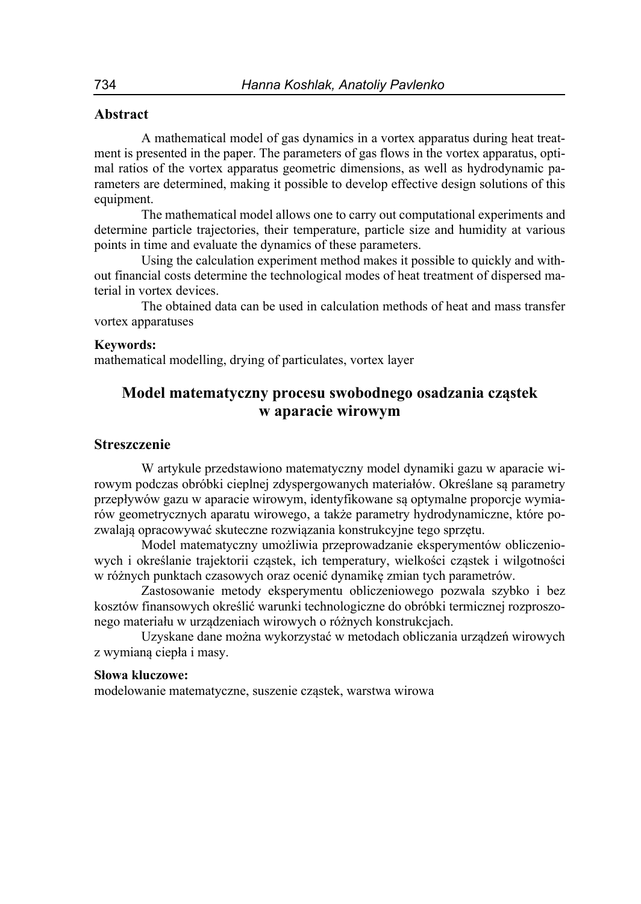## Abstract

A mathematical model of gas dynamics in a vortex apparatus during heat treatment is presented in the paper. The parameters of gas flows in the vortex apparatus, optimal ratios of the vortex apparatus geometric dimensions, as well as hydrodynamic parameters are determined, making it possible to develop effective design solutions of this equipment.

The mathematical model allows one to carry out computational experiments and determine particle trajectories, their temperature, particle size and humidity at various points in time and evaluate the dynamics of these parameters.

Using the calculation experiment method makes it possible to quickly and without financial costs determine the technological modes of heat treatment of dispersed material in vortex devices.

The obtained data can be used in calculation methods of heat and mass transfer vortex apparatuses

**Keywords:**
mathematical modelling, drying of particulates, vortex layer

## Model matematyczny procesu swobodnego osadzania cząstek w aparacie wirowym

## Streszczenie

W artykule przedstawiono matematyczny model dynamiki gazu w aparacie wirowym podczas obróbki cieplnej zdyspergowanych materiałów. Określane są parametry przepływów gazu w aparacie wirowym, identyfikowane są optymalne proporcje wymiarów geometrycznych aparatu wirowego, a także parametry hydrodynamiczne, które pozwalają opracowywać skuteczne rozwiązania konstrukcyjne tego sprzętu.

Model matematyczny umożliwia przeprowadzanie eksperymentów obliczeniowych i określanie trajektorii cząstek, ich temperatury, wielkości cząstek i wilgotności w różnych punktach czasowych oraz ocenić dynamikę zmian tych parametrów.

Zastosowanie metody eksperymentu obliczeniowego pozwala szybko i bez kosztów finansowych określić warunki technologiczne do obróbki termicznej rozproszonego materiału w urządzeniach wirowych o różnych konstrukcjach.

Uzyskane dane można wykorzystać w metodach obliczania urządzeń wirowych z wymianą ciepła i masy.

**Słowa kluczowe:**
modelowanie matematyczne, suszenie cząstek, warstwa wirowa